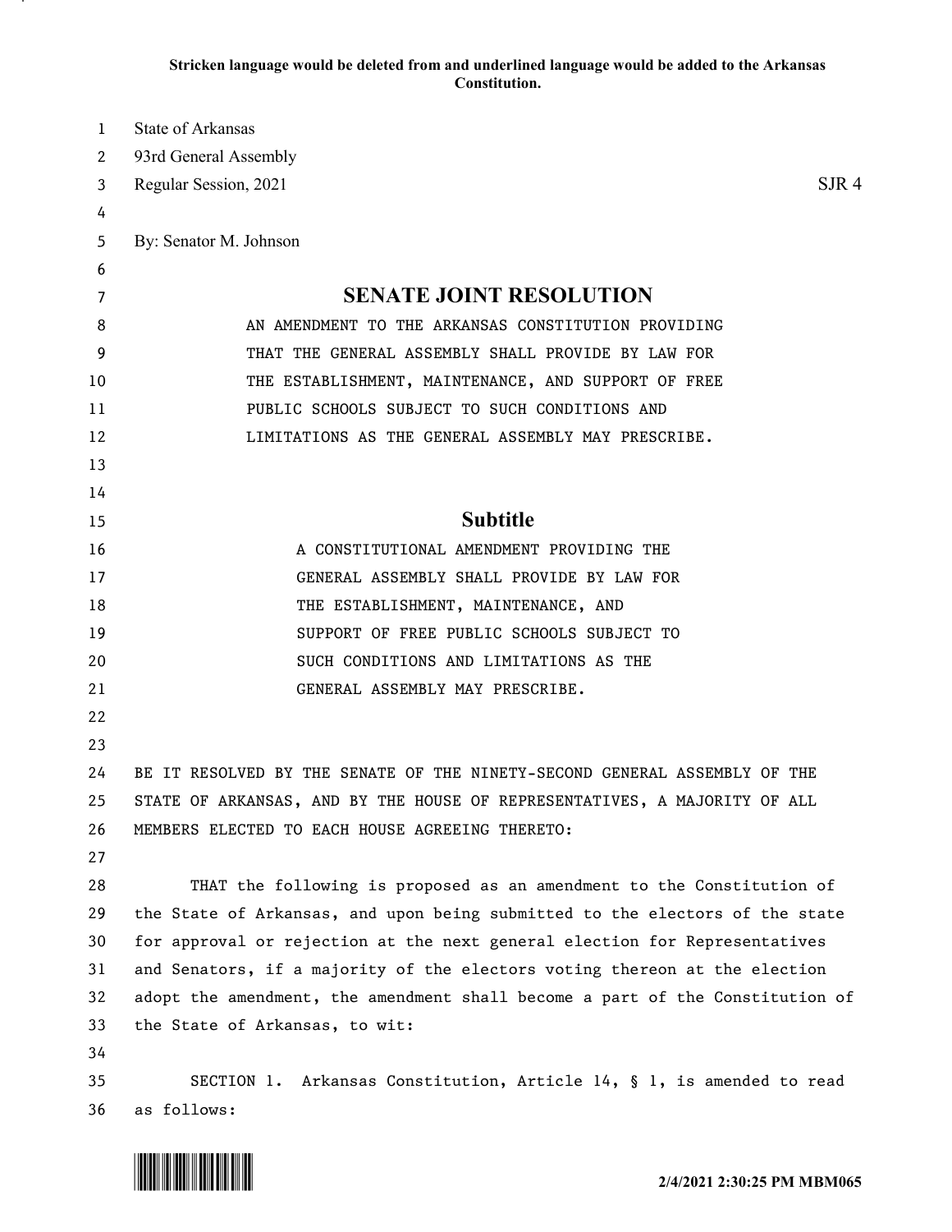**Stricken language would be deleted from and underlined language would be added to the Arkansas Constitution.**

State of Arkansas
93rd General Assembly
Regular Session, 2021 SJR 4

By: Senator M. Johnson

# SENATE JOINT RESOLUTION

AN AMENDMENT TO THE ARKANSAS CONSTITUTION PROVIDING THAT THE GENERAL ASSEMBLY SHALL PROVIDE BY LAW FOR THE ESTABLISHMENT, MAINTENANCE, AND SUPPORT OF FREE PUBLIC SCHOOLS SUBJECT TO SUCH CONDITIONS AND LIMITATIONS AS THE GENERAL ASSEMBLY MAY PRESCRIBE.

## Subtitle

A CONSTITUTIONAL AMENDMENT PROVIDING THE GENERAL ASSEMBLY SHALL PROVIDE BY LAW FOR THE ESTABLISHMENT, MAINTENANCE, AND SUPPORT OF FREE PUBLIC SCHOOLS SUBJECT TO SUCH CONDITIONS AND LIMITATIONS AS THE GENERAL ASSEMBLY MAY PRESCRIBE.

BE IT RESOLVED BY THE SENATE OF THE NINETY-SECOND GENERAL ASSEMBLY OF THE STATE OF ARKANSAS, AND BY THE HOUSE OF REPRESENTATIVES, A MAJORITY OF ALL MEMBERS ELECTED TO EACH HOUSE AGREEING THERETO:

THAT the following is proposed as an amendment to the Constitution of the State of Arkansas, and upon being submitted to the electors of the state for approval or rejection at the next general election for Representatives and Senators, if a majority of the electors voting thereon at the election adopt the amendment, the amendment shall become a part of the Constitution of the State of Arkansas, to wit:

SECTION 1. Arkansas Constitution, Article 14, § 1, is amended to read as follows: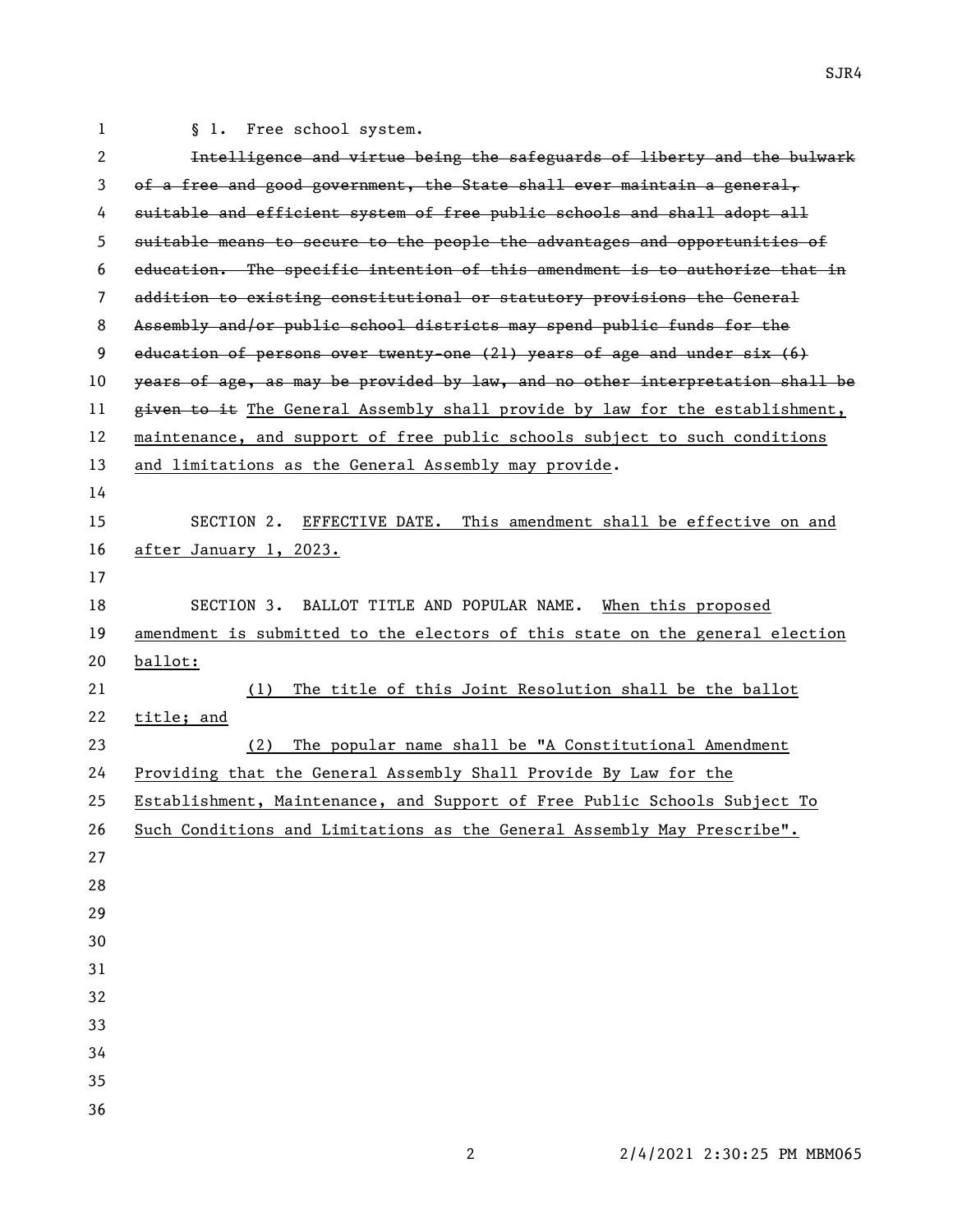§ 1. Free school system.

~~Intelligence and virtue being the safeguards of liberty and the bulwark of a free and good government, the State shall ever maintain a general, suitable and efficient system of free public schools and shall adopt all suitable means to secure to the people the advantages and opportunities of education. The specific intention of this amendment is to authorize that in addition to existing constitutional or statutory provisions the General Assembly and/or public school districts may spend public funds for the education of persons over twenty-one (21) years of age and under six (6) years of age, as may be provided by law, and no other interpretation shall be given to it~~ <u>The General Assembly shall provide by law for the establishment, maintenance, and support of free public schools subject to such conditions and limitations as the General Assembly may provide</u>.

SECTION 2. <u>EFFECTIVE DATE. This amendment shall be effective on and after January 1, 2023.</u>

SECTION 3. BALLOT TITLE AND POPULAR NAME. <u>When this proposed amendment is submitted to the electors of this state on the general election ballot:</u>

<u>(1) The title of this Joint Resolution shall be the ballot title; and</u>

<u>(2) The popular name shall be "A Constitutional Amendment Providing that the General Assembly Shall Provide By Law for the Establishment, Maintenance, and Support of Free Public Schools Subject To Such Conditions and Limitations as the General Assembly May Prescribe".</u>